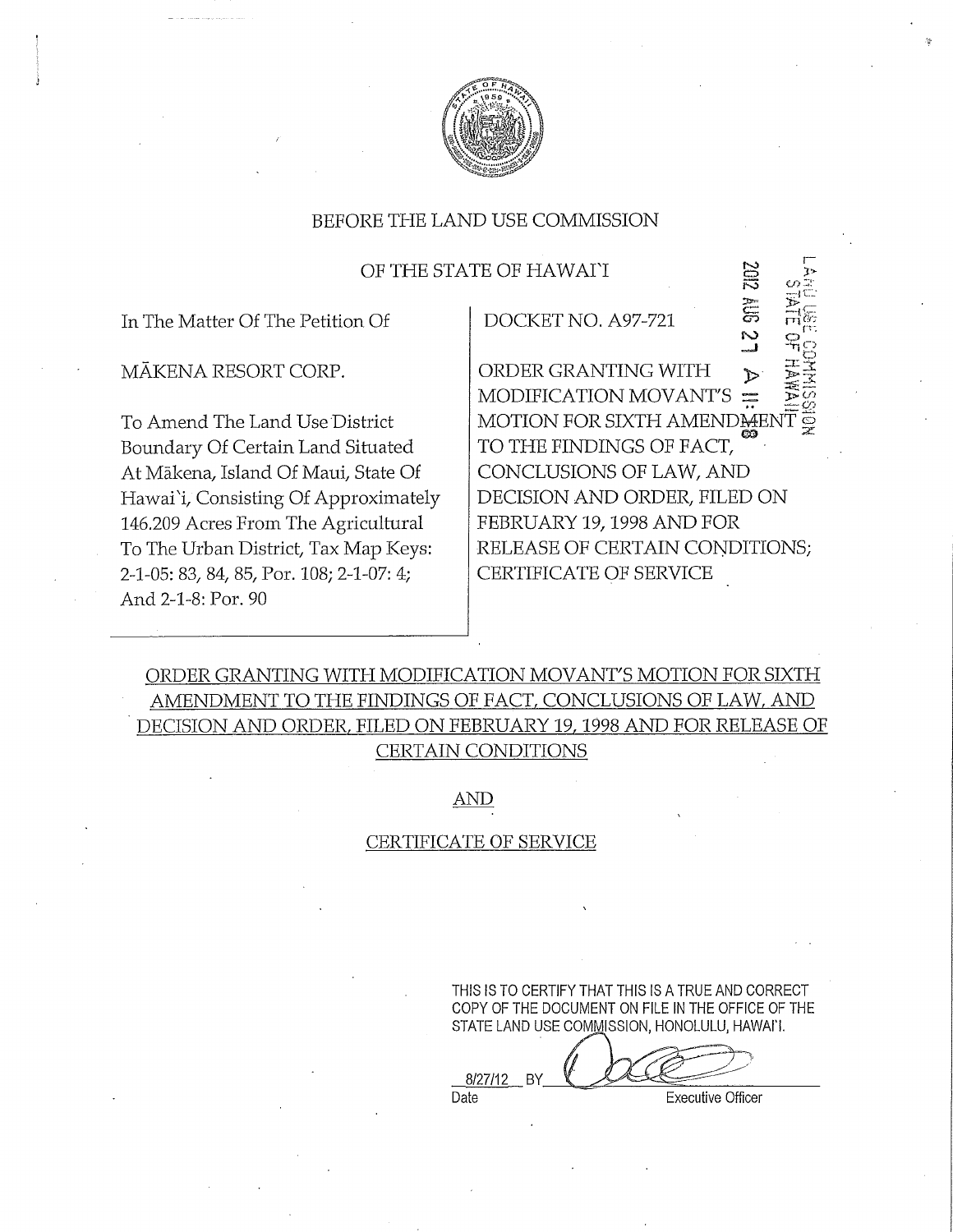BEFORE THE LAND USE COMMISSION

OF THE STATE OF HAWAI'I

2012 AUG 27 A 11:08

LAND USE COMMISSION STATE OF HAWAII

| In The Matter Of The Petition Of<br><br>MĀKENA RESORT CORP.<br><br>To Amend The Land Use District Boundary Of Certain Land Situated At Mākena, Island Of Maui, State Of Hawai'i, Consisting Of Approximately 146.209 Acres From The Agricultural To The Urban District, Tax Map Keys: 2-1-05: 83, 84, 85, Por. 108; 2-1-07: 4; And 2-1-8: Por. 90 | DOCKET NO. A97-721<br><br>ORDER GRANTING WITH MODIFICATION MOVANT'S MOTION FOR SIXTH AMENDMENT TO THE FINDINGS OF FACT, CONCLUSIONS OF LAW, AND DECISION AND ORDER, FILED ON FEBRUARY 19, 1998 AND FOR RELEASE OF CERTAIN CONDITIONS; CERTIFICATE OF SERVICE |
|---|---|

ORDER GRANTING WITH MODIFICATION MOVANT'S MOTION FOR SIXTH AMENDMENT TO THE FINDINGS OF FACT, CONCLUSIONS OF LAW, AND DECISION AND ORDER, FILED ON FEBRUARY 19, 1998 AND FOR RELEASE OF CERTAIN CONDITIONS

AND

CERTIFICATE OF SERVICE

THIS IS TO CERTIFY THAT THIS IS A TRUE AND CORRECT COPY OF THE DOCUMENT ON FILE IN THE OFFICE OF THE STATE LAND USE COMMISSION, HONOLULU, HAWAI'I.

8/27/12 BY ____________________
Date Executive Officer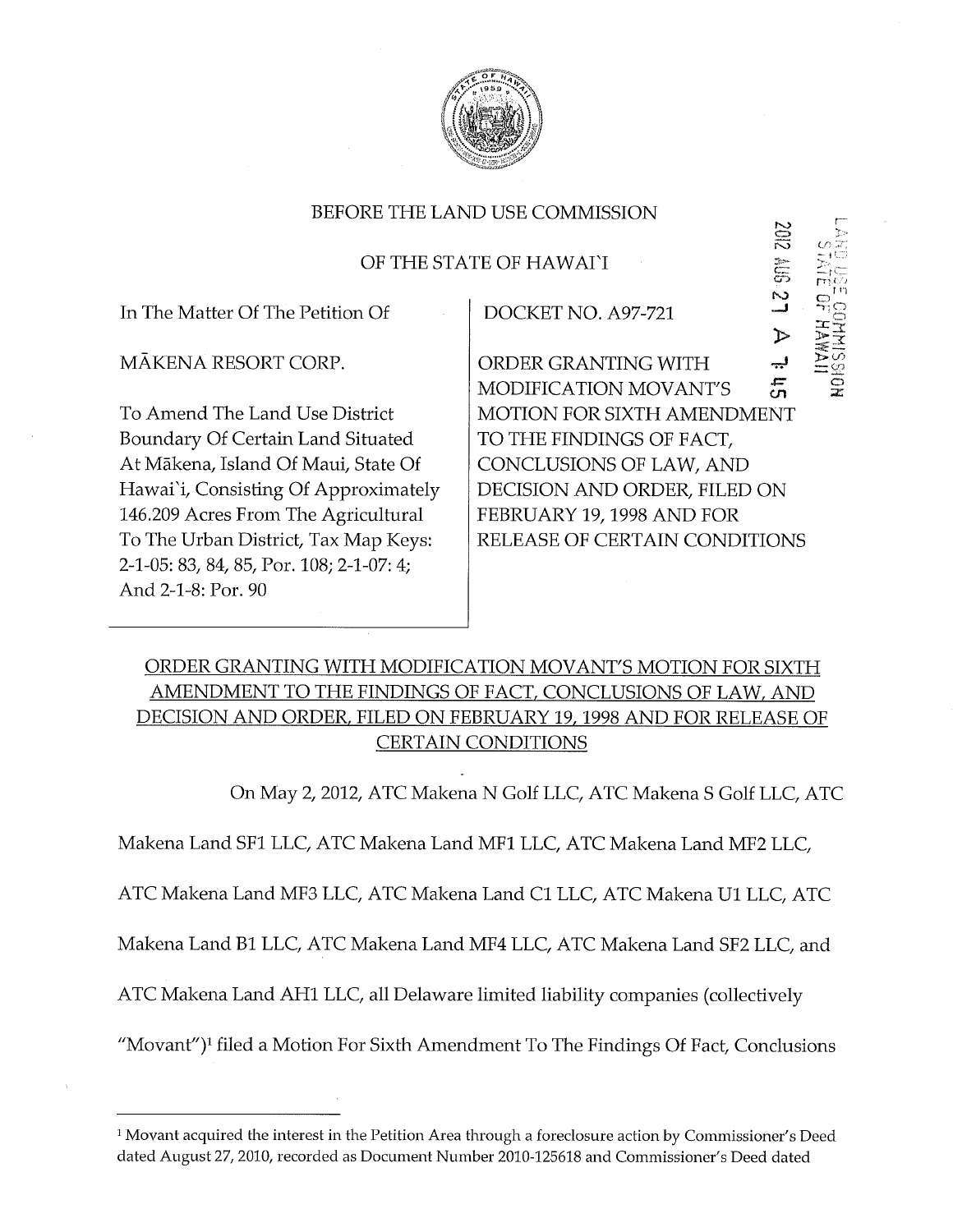BEFORE THE LAND USE COMMISSION

OF THE STATE OF HAWAI`I

| In The Matter Of The Petition Of<br><br>MĀKENA RESORT CORP.<br><br>To Amend The Land Use District Boundary Of Certain Land Situated At Mākena, Island Of Maui, State Of Hawai`i, Consisting Of Approximately 146.209 Acres From The Agricultural To The Urban District, Tax Map Keys: 2-1-05: 83, 84, 85, Por. 108; 2-1-07: 4; And 2-1-8: Por. 90 | DOCKET NO. A97-721<br><br>ORDER GRANTING WITH MODIFICATION MOVANT'S MOTION FOR SIXTH AMENDMENT TO THE FINDINGS OF FACT, CONCLUSIONS OF LAW, AND DECISION AND ORDER, FILED ON FEBRUARY 19, 1998 AND FOR RELEASE OF CERTAIN CONDITIONS |
|---|---|

2012 AUG 27 A 7:45

LAND USE COMMISSION STATE OF HAWAII

## ORDER GRANTING WITH MODIFICATION MOVANT'S MOTION FOR SIXTH AMENDMENT TO THE FINDINGS OF FACT, CONCLUSIONS OF LAW, AND DECISION AND ORDER, FILED ON FEBRUARY 19, 1998 AND FOR RELEASE OF CERTAIN CONDITIONS

On May 2, 2012, ATC Makena N Golf LLC, ATC Makena S Golf LLC, ATC Makena Land SF1 LLC, ATC Makena Land MF1 LLC, ATC Makena Land MF2 LLC, ATC Makena Land MF3 LLC, ATC Makena Land C1 LLC, ATC Makena U1 LLC, ATC Makena Land B1 LLC, ATC Makena Land MF4 LLC, ATC Makena Land SF2 LLC, and ATC Makena Land AH1 LLC, all Delaware limited liability companies (collectively "Movant")[1] filed a Motion For Sixth Amendment To The Findings Of Fact, Conclusions

---

[1] Movant acquired the interest in the Petition Area through a foreclosure action by Commissioner's Deed dated August 27, 2010, recorded as Document Number 2010-125618 and Commissioner's Deed dated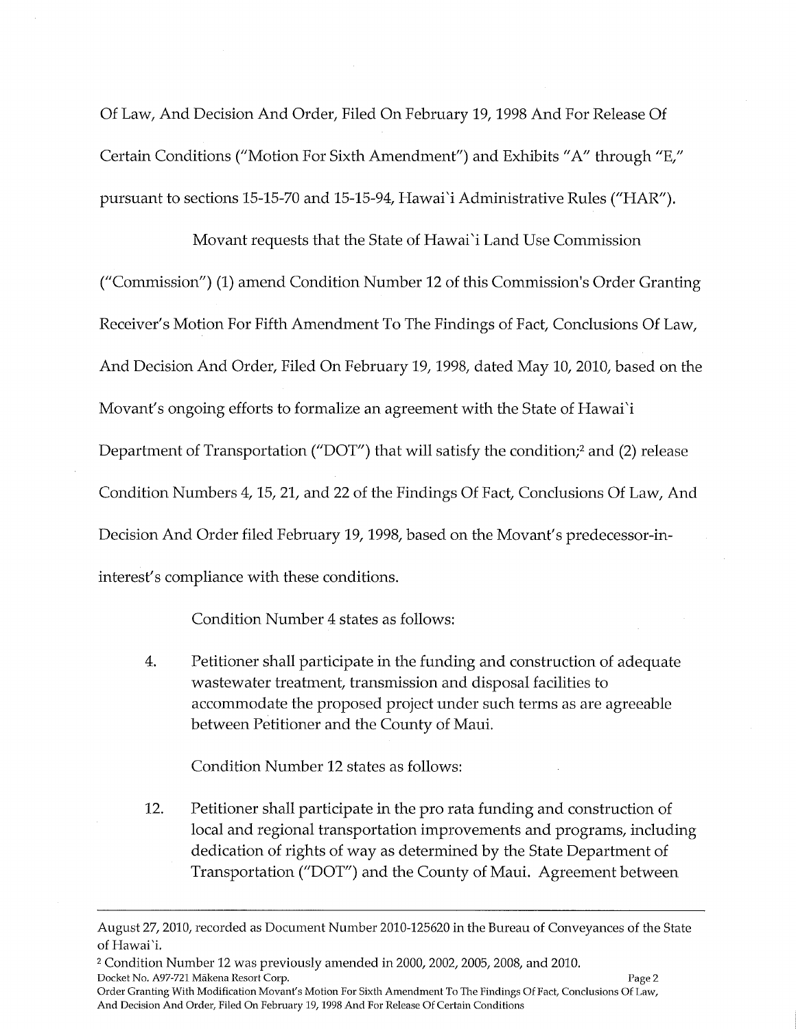Of Law, And Decision And Order, Filed On February 19, 1998 And For Release Of Certain Conditions ("Motion For Sixth Amendment") and Exhibits "A" through "E," pursuant to sections 15-15-70 and 15-15-94, Hawai`i Administrative Rules ("HAR").

Movant requests that the State of Hawai`i Land Use Commission ("Commission") (1) amend Condition Number 12 of this Commission's Order Granting Receiver's Motion For Fifth Amendment To The Findings of Fact, Conclusions Of Law, And Decision And Order, Filed On February 19, 1998, dated May 10, 2010, based on the Movant's ongoing efforts to formalize an agreement with the State of Hawai`i Department of Transportation ("DOT") that will satisfy the condition;[2] and (2) release Condition Numbers 4, 15, 21, and 22 of the Findings Of Fact, Conclusions Of Law, And Decision And Order filed February 19, 1998, based on the Movant's predecessor-in-interest's compliance with these conditions.

Condition Number 4 states as follows:

> 4. Petitioner shall participate in the funding and construction of adequate wastewater treatment, transmission and disposal facilities to accommodate the proposed project under such terms as are agreeable between Petitioner and the County of Maui.

Condition Number 12 states as follows:

> 12. Petitioner shall participate in the pro rata funding and construction of local and regional transportation improvements and programs, including dedication of rights of way as determined by the State Department of Transportation ("DOT") and the County of Maui. Agreement between

---

August 27, 2010, recorded as Document Number 2010-125620 in the Bureau of Conveyances of the State of Hawai`i.

[2] Condition Number 12 was previously amended in 2000, 2002, 2005, 2008, and 2010.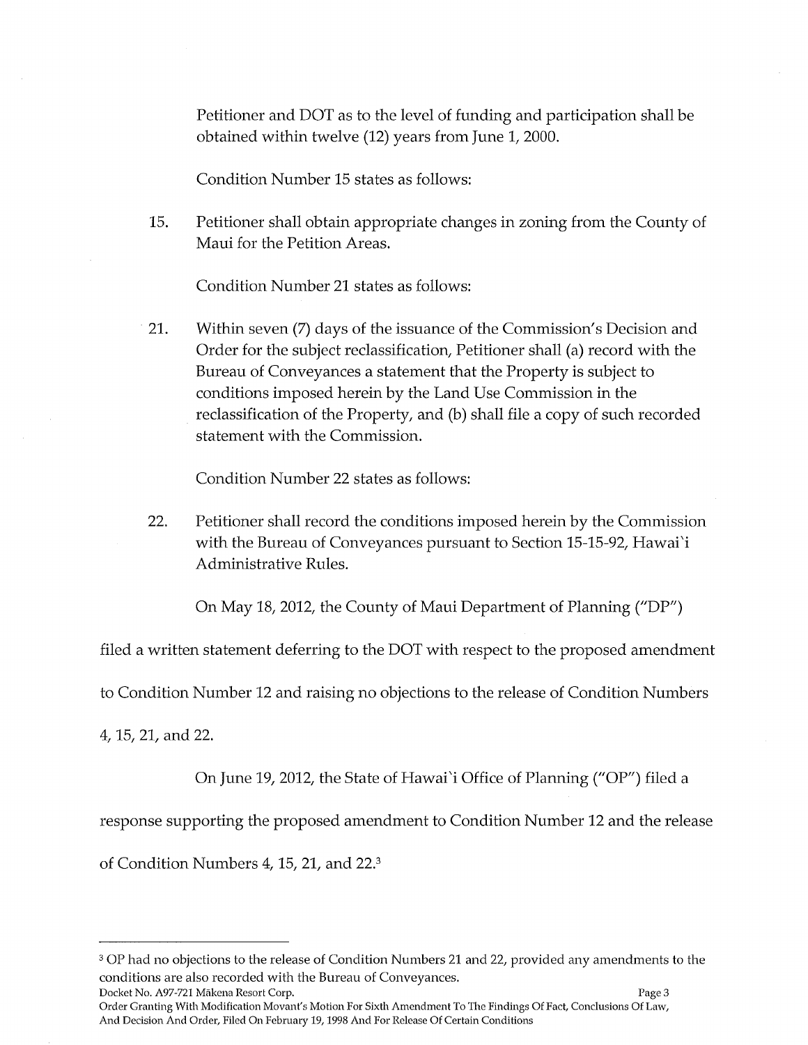Petitioner and DOT as to the level of funding and participation shall be obtained within twelve (12) years from June 1, 2000.

Condition Number 15 states as follows:

15. Petitioner shall obtain appropriate changes in zoning from the County of Maui for the Petition Areas.

Condition Number 21 states as follows:

21. Within seven (7) days of the issuance of the Commission's Decision and Order for the subject reclassification, Petitioner shall (a) record with the Bureau of Conveyances a statement that the Property is subject to conditions imposed herein by the Land Use Commission in the reclassification of the Property, and (b) shall file a copy of such recorded statement with the Commission.

Condition Number 22 states as follows:

22. Petitioner shall record the conditions imposed herein by the Commission with the Bureau of Conveyances pursuant to Section 15-15-92, Hawai`i Administrative Rules.

On May 18, 2012, the County of Maui Department of Planning ("DP") filed a written statement deferring to the DOT with respect to the proposed amendment to Condition Number 12 and raising no objections to the release of Condition Numbers 4, 15, 21, and 22.

On June 19, 2012, the State of Hawai`i Office of Planning ("OP") filed a response supporting the proposed amendment to Condition Number 12 and the release of Condition Numbers 4, 15, 21, and 22.[3]

---

[3] OP had no objections to the release of Condition Numbers 21 and 22, provided any amendments to the conditions are also recorded with the Bureau of Conveyances.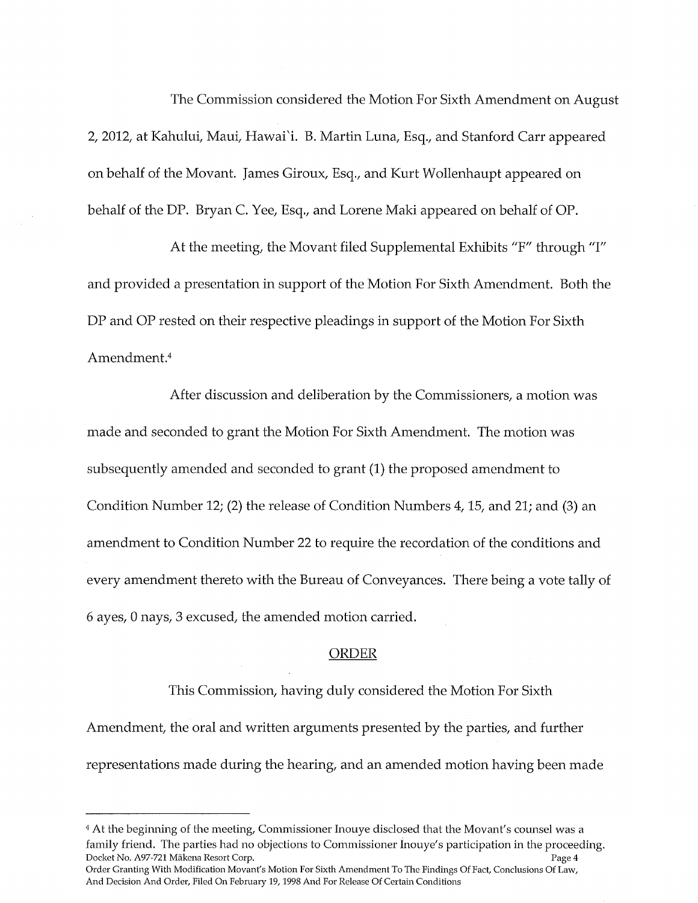The Commission considered the Motion For Sixth Amendment on August 2, 2012, at Kahului, Maui, Hawai`i. B. Martin Luna, Esq., and Stanford Carr appeared on behalf of the Movant. James Giroux, Esq., and Kurt Wollenhaupt appeared on behalf of the DP. Bryan C. Yee, Esq., and Lorene Maki appeared on behalf of OP.

At the meeting, the Movant filed Supplemental Exhibits "F" through "I" and provided a presentation in support of the Motion For Sixth Amendment. Both the DP and OP rested on their respective pleadings in support of the Motion For Sixth Amendment.[4]

After discussion and deliberation by the Commissioners, a motion was made and seconded to grant the Motion For Sixth Amendment. The motion was subsequently amended and seconded to grant (1) the proposed amendment to Condition Number 12; (2) the release of Condition Numbers 4, 15, and 21; and (3) an amendment to Condition Number 22 to require the recordation of the conditions and every amendment thereto with the Bureau of Conveyances. There being a vote tally of 6 ayes, 0 nays, 3 excused, the amended motion carried.

## ORDER

This Commission, having duly considered the Motion For Sixth Amendment, the oral and written arguments presented by the parties, and further representations made during the hearing, and an amended motion having been made

---

[4] At the beginning of the meeting, Commissioner Inouye disclosed that the Movant's counsel was a family friend. The parties had no objections to Commissioner Inouye's participation in the proceeding.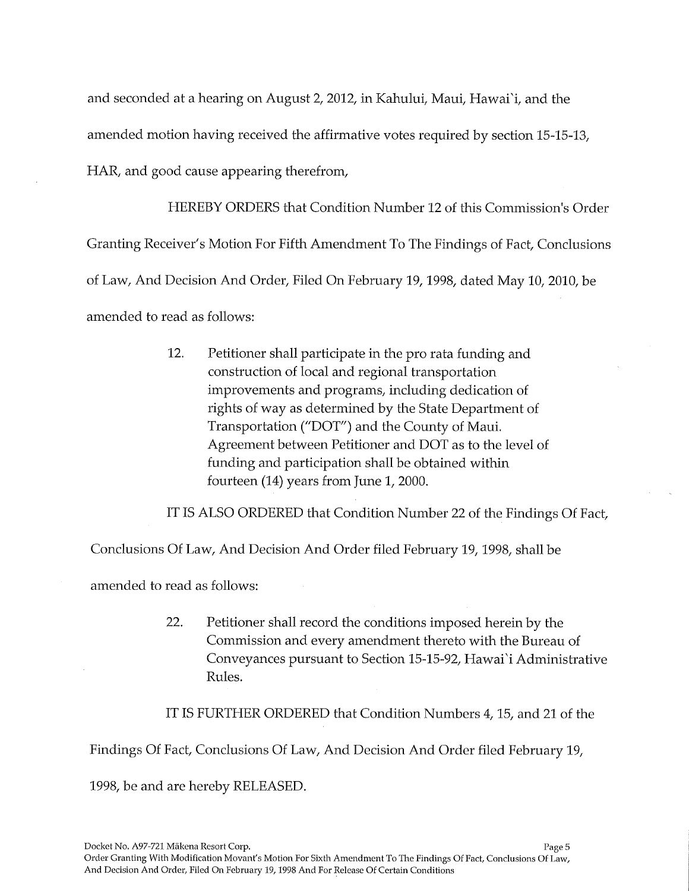and seconded at a hearing on August 2, 2012, in Kahului, Maui, Hawai`i, and the amended motion having received the affirmative votes required by section 15-15-13, HAR, and good cause appearing therefrom,

HEREBY ORDERS that Condition Number 12 of this Commission's Order Granting Receiver's Motion For Fifth Amendment To The Findings of Fact, Conclusions of Law, And Decision And Order, Filed On February 19, 1998, dated May 10, 2010, be amended to read as follows:

> 12. Petitioner shall participate in the pro rata funding and construction of local and regional transportation improvements and programs, including dedication of rights of way as determined by the State Department of Transportation ("DOT") and the County of Maui. Agreement between Petitioner and DOT as to the level of funding and participation shall be obtained within fourteen (14) years from June 1, 2000.

IT IS ALSO ORDERED that Condition Number 22 of the Findings Of Fact, Conclusions Of Law, And Decision And Order filed February 19, 1998, shall be amended to read as follows:

> 22. Petitioner shall record the conditions imposed herein by the Commission and every amendment thereto with the Bureau of Conveyances pursuant to Section 15-15-92, Hawai`i Administrative Rules.

IT IS FURTHER ORDERED that Condition Numbers 4, 15, and 21 of the Findings Of Fact, Conclusions Of Law, And Decision And Order filed February 19, 1998, be and are hereby RELEASED.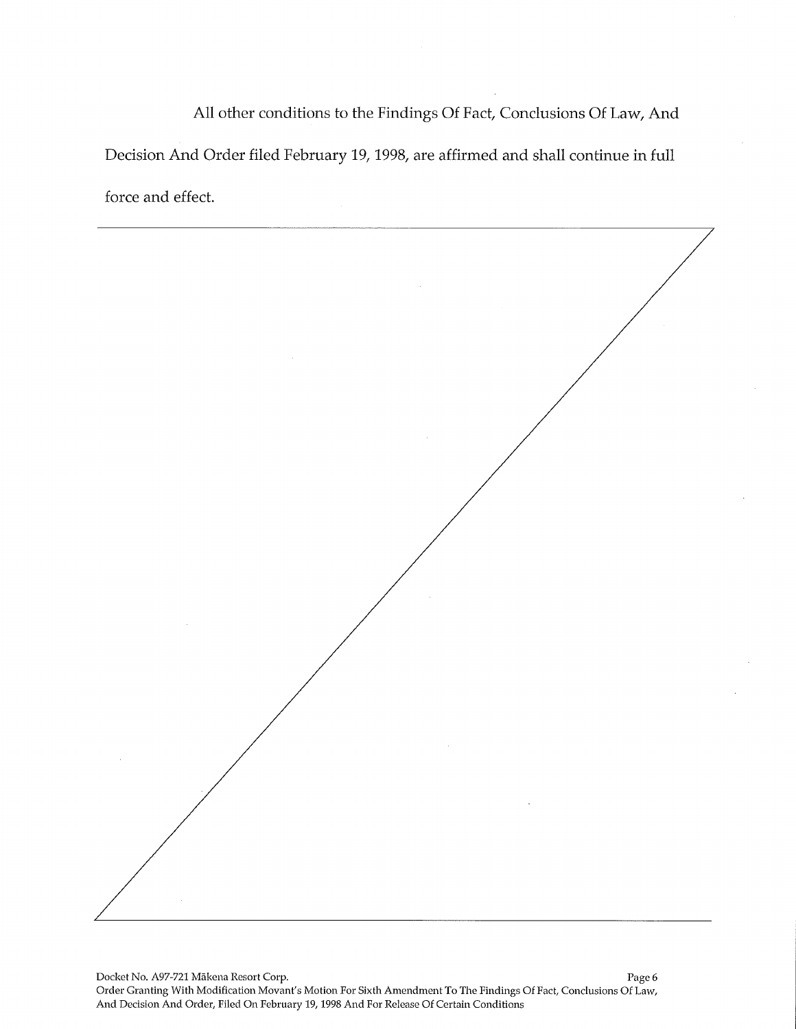All other conditions to the Findings Of Fact, Conclusions Of Law, And Decision And Order filed February 19, 1998, are affirmed and shall continue in full force and effect.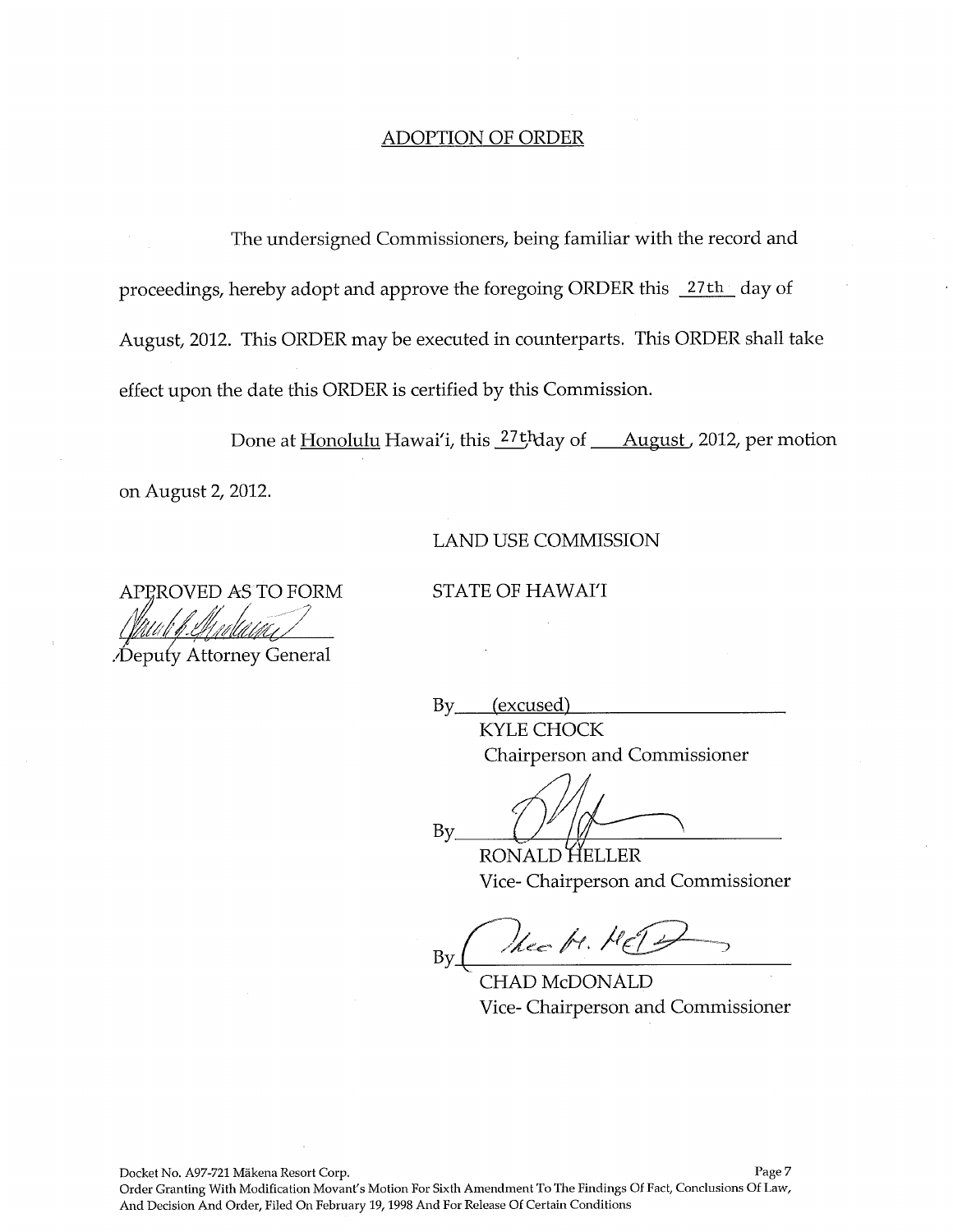## ADOPTION OF ORDER

The undersigned Commissioners, being familiar with the record and proceedings, hereby adopt and approve the foregoing ORDER this 27th day of August, 2012. This ORDER may be executed in counterparts. This ORDER shall take effect upon the date this ORDER is certified by this Commission.

Done at Honolulu Hawai'i, this 27th day of August, 2012, per motion on August 2, 2012.

LAND USE COMMISSION

STATE OF HAWAI'I

APPROVED AS TO FORM

Deputy Attorney General

By (excused)
KYLE CHOCK
Chairperson and Commissioner

By
RONALD HELLER
Vice- Chairperson and Commissioner

By
CHAD McDONALD
Vice- Chairperson and Commissioner

Docket No. A97-721 Mākena Resort Corp.
Order Granting With Modification Movant's Motion For Sixth Amendment To The Findings Of Fact, Conclusions Of Law, And Decision And Order, Filed On February 19, 1998 And For Release Of Certain Conditions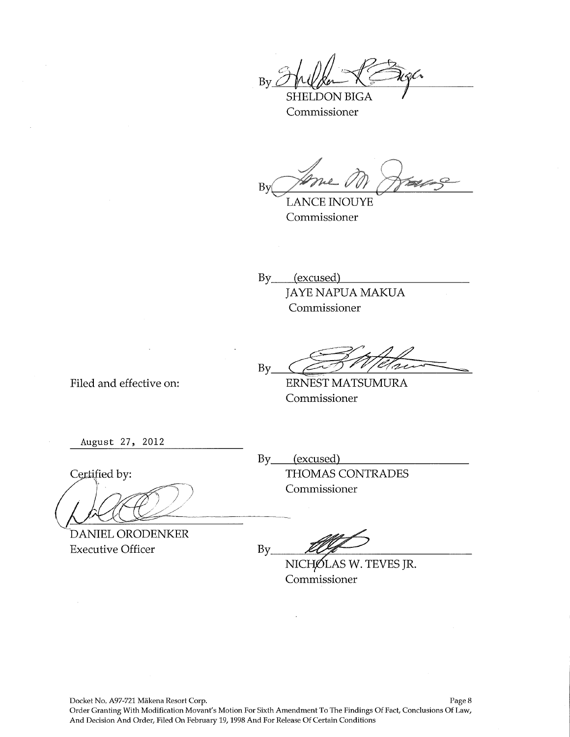By ______________________________
SHELDON BIGA
Commissioner

By ______________________________
LANCE INOUYE
Commissioner

By (excused)
JAYE NAPUA MAKUA
Commissioner

By ______________________________
ERNEST MATSUMURA
Commissioner

Filed and effective on:

August 27, 2012

By (excused)
THOMAS CONTRADES
Commissioner

Certified by:

______________________________
DANIEL ORODENKER
Executive Officer

By ______________________________
NICHOLAS W. TEVES JR.
Commissioner

Docket No. A97-721 Mākena Resort Corp.
Order Granting With Modification Movant's Motion For Sixth Amendment To The Findings Of Fact, Conclusions Of Law, And Decision And Order, Filed On February 19, 1998 And For Release Of Certain Conditions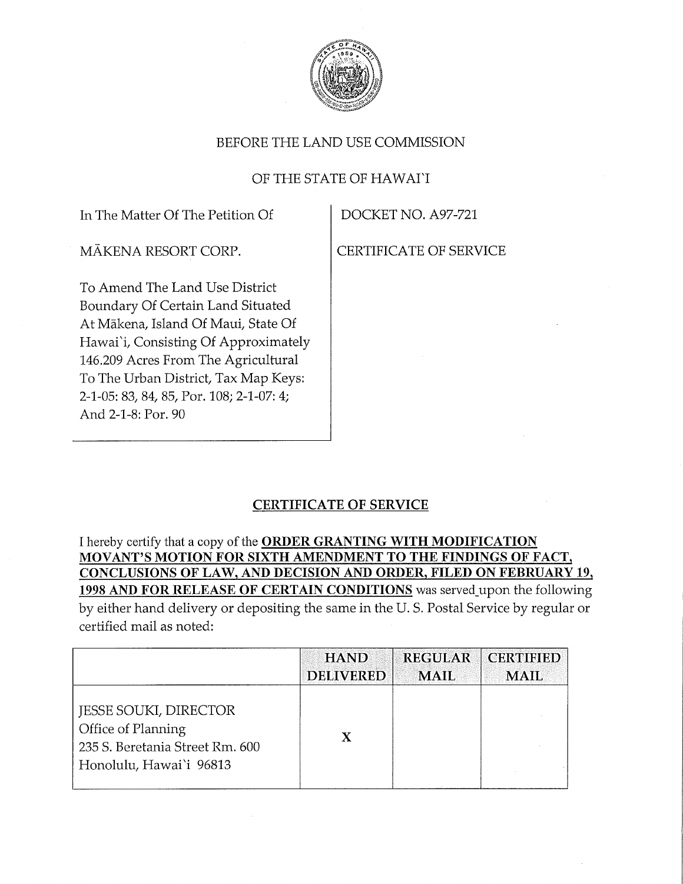BEFORE THE LAND USE COMMISSION

OF THE STATE OF HAWAI`I

| In The Matter Of The Petition Of<br><br>MĀKENA RESORT CORP.<br><br>To Amend The Land Use District Boundary Of Certain Land Situated At Mākena, Island Of Maui, State Of Hawai`i, Consisting Of Approximately 146.209 Acres From The Agricultural To The Urban District, Tax Map Keys: 2-1-05: 83, 84, 85, Por. 108; 2-1-07: 4; And 2-1-8: Por. 90 | DOCKET NO. A97-721<br><br>CERTIFICATE OF SERVICE |
|---|---|

## CERTIFICATE OF SERVICE

I hereby certify that a copy of the **ORDER GRANTING WITH MODIFICATION MOVANT'S MOTION FOR SIXTH AMENDMENT TO THE FINDINGS OF FACT, CONCLUSIONS OF LAW, AND DECISION AND ORDER, FILED ON FEBRUARY 19, 1998 AND FOR RELEASE OF CERTAIN CONDITIONS** was served upon the following by either hand delivery or depositing the same in the U. S. Postal Service by regular or certified mail as noted:

| | HAND DELIVERED | REGULAR MAIL | CERTIFIED MAIL |
|---|---|---|---|
| JESSE SOUKI, DIRECTOR<br>Office of Planning<br>235 S. Beretania Street Rm. 600<br>Honolulu, Hawai`i 96813 | X | | |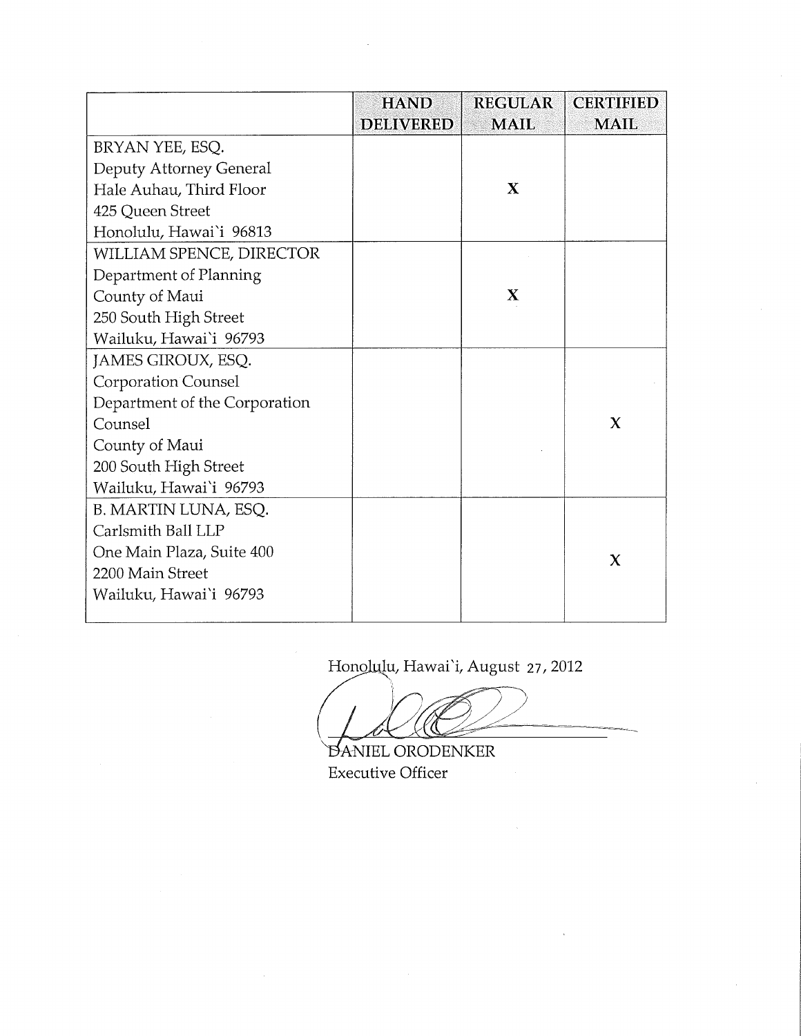| | HAND DELIVERED | REGULAR MAIL | CERTIFIED MAIL |
|---|---|---|---|
| BRYAN YEE, ESQ.<br>Deputy Attorney General<br>Hale Auhau, Third Floor<br>425 Queen Street<br>Honolulu, Hawai`i 96813 | | X | |
| WILLIAM SPENCE, DIRECTOR<br>Department of Planning<br>County of Maui<br>250 South High Street<br>Wailuku, Hawai`i 96793 | | X | |
| JAMES GIROUX, ESQ.<br>Corporation Counsel<br>Department of the Corporation Counsel<br>County of Maui<br>200 South High Street<br>Wailuku, Hawai`i 96793 | | | X |
| B. MARTIN LUNA, ESQ.<br>Carlsmith Ball LLP<br>One Main Plaza, Suite 400<br>2200 Main Street<br>Wailuku, Hawai`i 96793 | | | X |

Honolulu, Hawai`i, August 27, 2012

DANIEL ORODENKER
Executive Officer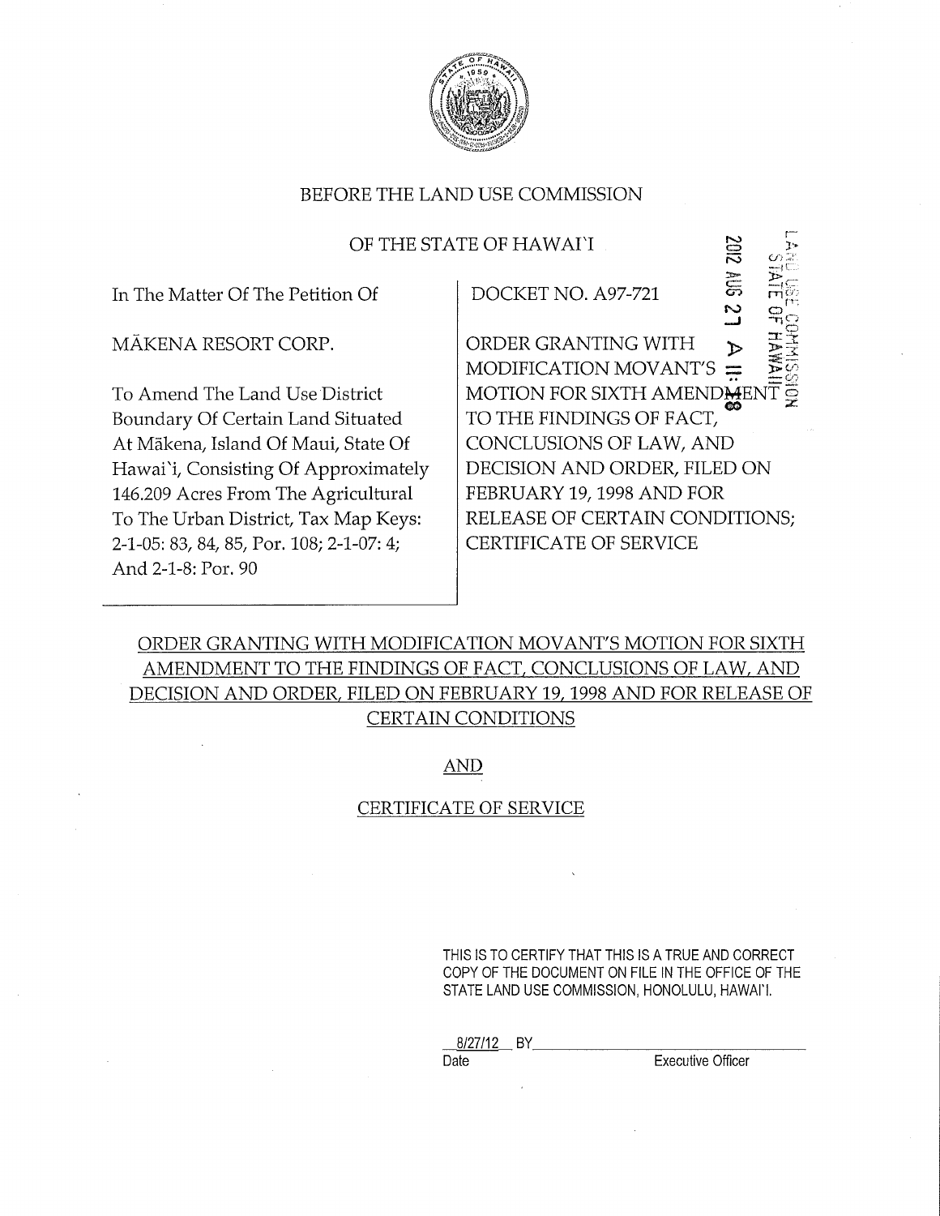BEFORE THE LAND USE COMMISSION

OF THE STATE OF HAWAIʻI

| | |
|---|---|
| In The Matter Of The Petition Of<br><br>MĀKENA RESORT CORP.<br><br>To Amend The Land Use District Boundary Of Certain Land Situated At Mākena, Island Of Maui, State Of Hawaiʻi, Consisting Of Approximately 146.209 Acres From The Agricultural To The Urban District, Tax Map Keys: 2-1-05: 83, 84, 85, Por. 108; 2-1-07: 4; And 2-1-8: Por. 90 | DOCKET NO. A97-721<br><br>ORDER GRANTING WITH MODIFICATION MOVANT'S MOTION FOR SIXTH AMENDMENT TO THE FINDINGS OF FACT, CONCLUSIONS OF LAW, AND DECISION AND ORDER, FILED ON FEBRUARY 19, 1998 AND FOR RELEASE OF CERTAIN CONDITIONS; CERTIFICATE OF SERVICE |

LAND USE COMMISSION STATE OF HAWAII 2012 AUG 21 A 11:18

ORDER GRANTING WITH MODIFICATION MOVANT'S MOTION FOR SIXTH AMENDMENT TO THE FINDINGS OF FACT, CONCLUSIONS OF LAW, AND DECISION AND ORDER, FILED ON FEBRUARY 19, 1998 AND FOR RELEASE OF CERTAIN CONDITIONS

AND

CERTIFICATE OF SERVICE

THIS IS TO CERTIFY THAT THIS IS A TRUE AND CORRECT COPY OF THE DOCUMENT ON FILE IN THE OFFICE OF THE STATE LAND USE COMMISSION, HONOLULU, HAWAIʻI.

8/27/12 BY\_\_\_\_\_\_\_\_\_\_\_\_\_\_\_\_\_\_\_\_
Date Executive Officer